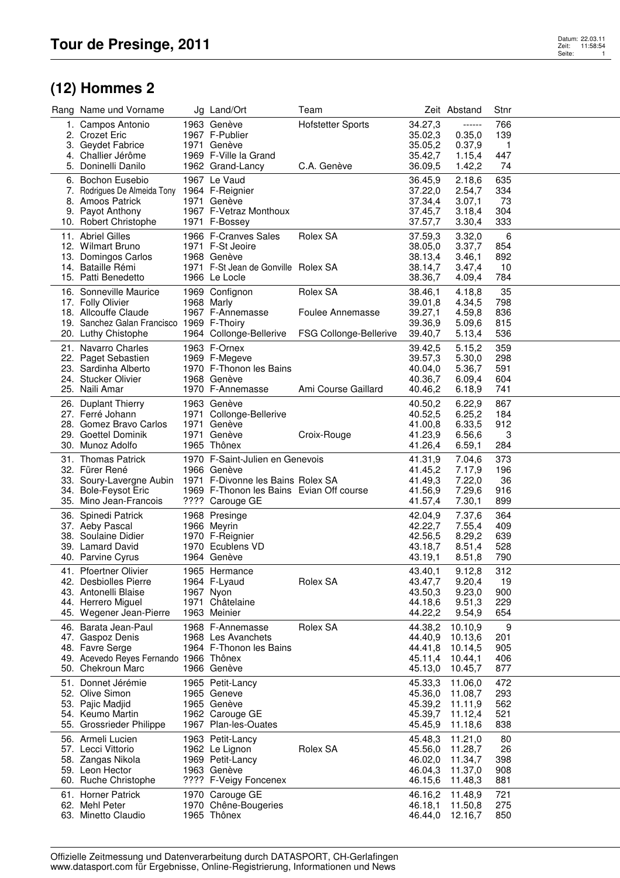# Tour de Presinge, 2011

## (12) Hommes 2

| Rang | Name und Vorname | Jg | Land/Ort | Team | Zeit | Abstand | Stnr |
|---|---|---|---|---|---|---|---|
| 1. | Campos Antonio | 1963 | Genève | Hofstetter Sports | 34.27,3 | ------ | 766 |
| 2. | Crozet Eric | 1967 | F-Publier | | 35.02,3 | 0.35,0 | 139 |
| 3. | Geydet Fabrice | 1971 | Genève | | 35.05,2 | 0.37,9 | 1 |
| 4. | Challier Jérôme | 1969 | F-Ville la Grand | | 35.42,7 | 1.15,4 | 447 |
| 5. | Doninelli Danilo | 1962 | Grand-Lancy | C.A. Genève | 36.09,5 | 1.42,2 | 74 |
| 6. | Bochon Eusebio | 1967 | Le Vaud | | 36.45,9 | 2.18,6 | 635 |
| 7. | Rodrigues De Almeida Tony | 1964 | F-Reignier | | 37.22,0 | 2.54,7 | 334 |
| 8. | Amoos Patrick | 1971 | Genève | | 37.34,4 | 3.07,1 | 73 |
| 9. | Payot Anthony | 1967 | F-Vetraz Monthoux | | 37.45,7 | 3.18,4 | 304 |
| 10. | Robert Christophe | 1971 | F-Bossey | | 37.57,7 | 3.30,4 | 333 |
| 11. | Abriel Gilles | 1966 | F-Cranves Sales | Rolex SA | 37.59,3 | 3.32,0 | 6 |
| 12. | Wilmart Bruno | 1971 | F-St Jeoire | | 38.05,0 | 3.37,7 | 854 |
| 13. | Domingos Carlos | 1968 | Genève | | 38.13,4 | 3.46,1 | 892 |
| 14. | Bataille Rémi | 1971 | F-St Jean de Gonville | Rolex SA | 38.14,7 | 3.47,4 | 10 |
| 15. | Patti Benedetto | 1966 | Le Locle | | 38.36,7 | 4.09,4 | 784 |
| 16. | Sonneville Maurice | 1969 | Confignon | Rolex SA | 38.46,1 | 4.18,8 | 35 |
| 17. | Folly Olivier | 1968 | Marly | | 39.01,8 | 4.34,5 | 798 |
| 18. | Allcouffe Claude | 1967 | F-Annemasse | Foulee Annemasse | 39.27,1 | 4.59,8 | 836 |
| 19. | Sanchez Galan Francisco | 1969 | F-Thoiry | | 39.36,9 | 5.09,6 | 815 |
| 20. | Luthy Chistophe | 1964 | Collonge-Bellerive | FSG Collonge-Bellerive | 39.40,7 | 5.13,4 | 536 |
| 21. | Navarro Charles | 1963 | F-Ornex | | 39.42,5 | 5.15,2 | 359 |
| 22. | Paget Sebastien | 1969 | F-Megeve | | 39.57,3 | 5.30,0 | 298 |
| 23. | Sardinha Alberto | 1970 | F-Thonon les Bains | | 40.04,0 | 5.36,7 | 591 |
| 24. | Stucker Olivier | 1968 | Genève | | 40.36,7 | 6.09,4 | 604 |
| 25. | Naili Amar | 1970 | F-Annemasse | Ami Course Gaillard | 40.46,2 | 6.18,9 | 741 |
| 26. | Duplant Thierry | 1963 | Genève | | 40.50,2 | 6.22,9 | 867 |
| 27. | Ferré Johann | 1971 | Collonge-Bellerive | | 40.52,5 | 6.25,2 | 184 |
| 28. | Gomez Bravo Carlos | 1971 | Genève | | 41.00,8 | 6.33,5 | 912 |
| 29. | Goettel Dominik | 1971 | Genève | Croix-Rouge | 41.23,9 | 6.56,6 | 3 |
| 30. | Munoz Adolfo | 1965 | Thônex | | 41.26,4 | 6.59,1 | 284 |
| 31. | Thomas Patrick | 1970 | F-Saint-Julien en Genevois | | 41.31,9 | 7.04,6 | 373 |
| 32. | Fürer René | 1966 | Genève | | 41.45,2 | 7.17,9 | 196 |
| 33. | Soury-Lavergne Aubin | 1971 | F-Divonne les Bains | Rolex SA | 41.49,3 | 7.22,0 | 36 |
| 34. | Bole-Feysot Eric | 1969 | F-Thonon les Bains | Evian Off course | 41.56,9 | 7.29,6 | 916 |
| 35. | Mino Jean-Francois | ???? | Carouge GE | | 41.57,4 | 7.30,1 | 899 |
| 36. | Spinedi Patrick | 1968 | Presinge | | 42.04,9 | 7.37,6 | 364 |
| 37. | Aeby Pascal | 1966 | Meyrin | | 42.22,7 | 7.55,4 | 409 |
| 38. | Soulaine Didier | 1970 | F-Reignier | | 42.56,5 | 8.29,2 | 639 |
| 39. | Lamard David | 1970 | Ecublens VD | | 43.18,7 | 8.51,4 | 528 |
| 40. | Parvine Cyrus | 1964 | Genève | | 43.19,1 | 8.51,8 | 790 |
| 41. | Pfoertner Olivier | 1965 | Hermance | | 43.40,1 | 9.12,8 | 312 |
| 42. | Desbiolles Pierre | 1964 | F-Lyaud | Rolex SA | 43.47,7 | 9.20,4 | 19 |
| 43. | Antonelli Blaise | 1967 | Nyon | | 43.50,3 | 9.23,0 | 900 |
| 44. | Herrero Miguel | 1971 | Châtelaine | | 44.18,6 | 9.51,3 | 229 |
| 45. | Wegener Jean-Pierre | 1963 | Meinier | | 44.22,2 | 9.54,9 | 654 |
| 46. | Barata Jean-Paul | 1968 | F-Annemasse | Rolex SA | 44.38,2 | 10.10,9 | 9 |
| 47. | Gaspoz Denis | 1968 | Les Avanchets | | 44.40,9 | 10.13,6 | 201 |
| 48. | Favre Serge | 1964 | F-Thonon les Bains | | 44.41,8 | 10.14,5 | 905 |
| 49. | Acevedo Reyes Fernando | 1966 | Thônex | | 45.11,4 | 10.44,1 | 406 |
| 50. | Chekroun Marc | 1966 | Genève | | 45.13,0 | 10.45,7 | 877 |
| 51. | Donnet Jérémie | 1965 | Petit-Lancy | | 45.33,3 | 11.06,0 | 472 |
| 52. | Olive Simon | 1965 | Geneve | | 45.36,0 | 11.08,7 | 293 |
| 53. | Pajic Madjid | 1965 | Genève | | 45.39,2 | 11.11,9 | 562 |
| 54. | Keumo Martin | 1962 | Carouge GE | | 45.39,7 | 11.12,4 | 521 |
| 55. | Grossrieder Philippe | 1967 | Plan-les-Ouates | | 45.45,9 | 11.18,6 | 838 |
| 56. | Armeli Lucien | 1963 | Petit-Lancy | | 45.48,3 | 11.21,0 | 80 |
| 57. | Lecci Vittorio | 1962 | Le Lignon | Rolex SA | 45.56,0 | 11.28,7 | 26 |
| 58. | Zangas Nikola | 1969 | Petit-Lancy | | 46.02,0 | 11.34,7 | 398 |
| 59. | Leon Hector | 1963 | Genève | | 46.04,3 | 11.37,0 | 908 |
| 60. | Ruche Christophe | ???? | F-Veigy Foncenex | | 46.15,6 | 11.48,3 | 881 |
| 61. | Horner Patrick | 1970 | Carouge GE | | 46.16,2 | 11.48,9 | 721 |
| 62. | Mehl Peter | 1970 | Chêne-Bougeries | | 46.18,1 | 11.50,8 | 275 |
| 63. | Minetto Claudio | 1965 | Thônex | | 46.44,0 | 12.16,7 | 850 |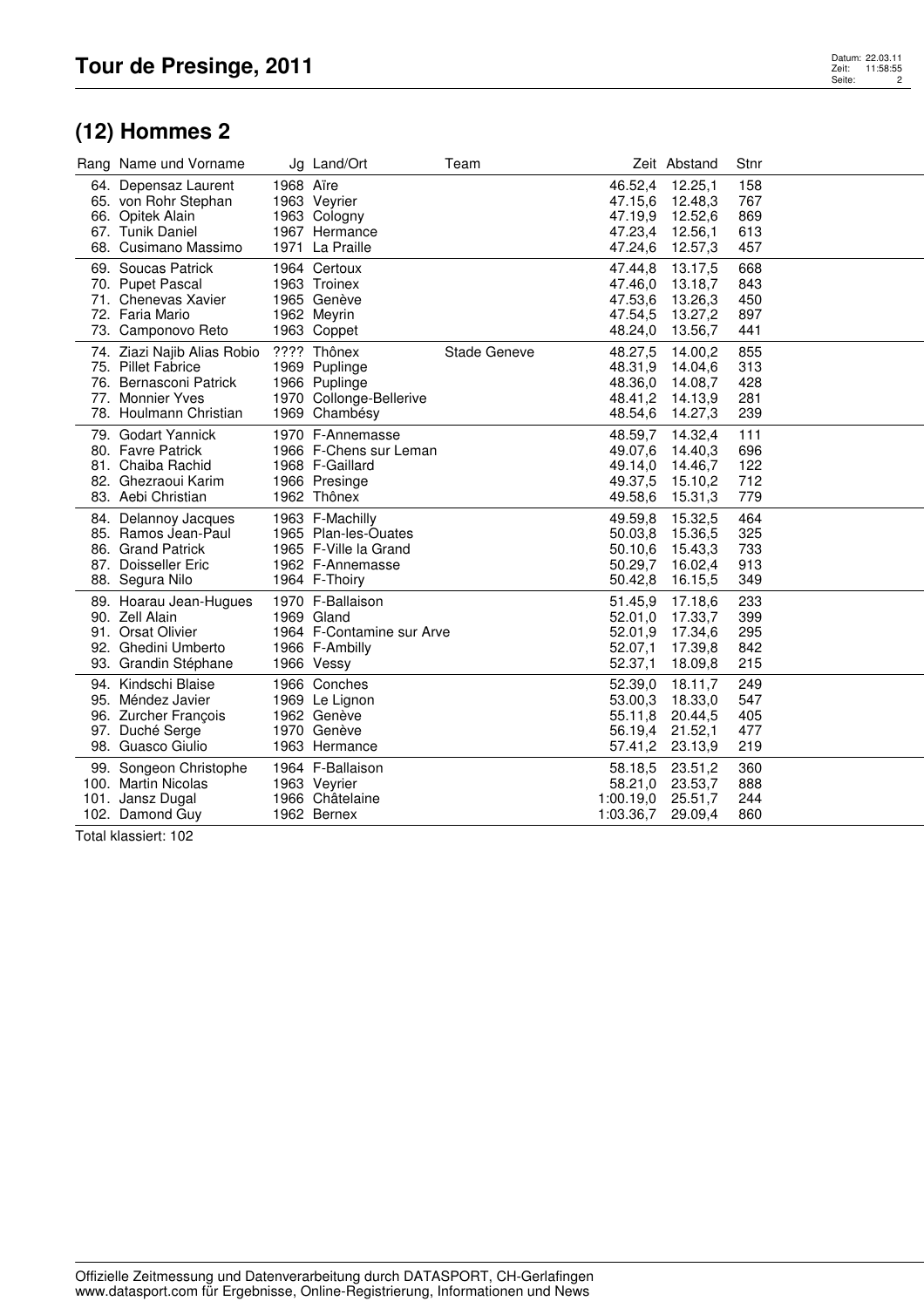# Tour de Presinge, 2011

## (12) Hommes 2

| Rang | Name und Vorname | Jg | Land/Ort | Team | Zeit | Abstand | Stnr |
|---|---|---|---|---|---|---|---|
| 64. | Depensaz Laurent | 1968 | Aïre | | 46.52,4 | 12.25,1 | 158 |
| 65. | von Rohr Stephan | 1963 | Veyrier | | 47.15,6 | 12.48,3 | 767 |
| 66. | Opitek Alain | 1963 | Cologny | | 47.19,9 | 12.52,6 | 869 |
| 67. | Tunik Daniel | 1967 | Hermance | | 47.23,4 | 12.56,1 | 613 |
| 68. | Cusimano Massimo | 1971 | La Praille | | 47.24,6 | 12.57,3 | 457 |
| 69. | Soucas Patrick | 1964 | Certoux | | 47.44,8 | 13.17,5 | 668 |
| 70. | Pupet Pascal | 1963 | Troinex | | 47.46,0 | 13.18,7 | 843 |
| 71. | Chenevas Xavier | 1965 | Genève | | 47.53,6 | 13.26,3 | 450 |
| 72. | Faria Mario | 1962 | Meyrin | | 47.54,5 | 13.27,2 | 897 |
| 73. | Camponovo Reto | 1963 | Coppet | | 48.24,0 | 13.56,7 | 441 |
| 74. | Ziazi Najib Alias Robio | ???? | Thônex | Stade Geneve | 48.27,5 | 14.00,2 | 855 |
| 75. | Pillet Fabrice | 1969 | Puplinge | | 48.31,9 | 14.04,6 | 313 |
| 76. | Bernasconi Patrick | 1966 | Puplinge | | 48.36,0 | 14.08,7 | 428 |
| 77. | Monnier Yves | 1970 | Collonge-Bellerive | | 48.41,2 | 14.13,9 | 281 |
| 78. | Houlmann Christian | 1969 | Chambésy | | 48.54,6 | 14.27,3 | 239 |
| 79. | Godart Yannick | 1970 | F-Annemasse | | 48.59,7 | 14.32,4 | 111 |
| 80. | Favre Patrick | 1966 | F-Chens sur Leman | | 49.07,6 | 14.40,3 | 696 |
| 81. | Chaiba Rachid | 1968 | F-Gaillard | | 49.14,0 | 14.46,7 | 122 |
| 82. | Ghezraoui Karim | 1966 | Presinge | | 49.37,5 | 15.10,2 | 712 |
| 83. | Aebi Christian | 1962 | Thônex | | 49.58,6 | 15.31,3 | 779 |
| 84. | Delannoy Jacques | 1963 | F-Machilly | | 49.59,8 | 15.32,5 | 464 |
| 85. | Ramos Jean-Paul | 1965 | Plan-les-Ouates | | 50.03,8 | 15.36,5 | 325 |
| 86. | Grand Patrick | 1965 | F-Ville la Grand | | 50.10,6 | 15.43,3 | 733 |
| 87. | Doisseller Eric | 1962 | F-Annemasse | | 50.29,7 | 16.02,4 | 913 |
| 88. | Segura Nilo | 1964 | F-Thoiry | | 50.42,8 | 16.15,5 | 349 |
| 89. | Hoarau Jean-Hugues | 1970 | F-Ballaison | | 51.45,9 | 17.18,6 | 233 |
| 90. | Zell Alain | 1969 | Gland | | 52.01,0 | 17.33,7 | 399 |
| 91. | Orsat Olivier | 1964 | F-Contamine sur Arve | | 52.01,9 | 17.34,6 | 295 |
| 92. | Ghedini Umberto | 1966 | F-Ambilly | | 52.07,1 | 17.39,8 | 842 |
| 93. | Grandin Stéphane | 1966 | Vessy | | 52.37,1 | 18.09,8 | 215 |
| 94. | Kindschi Blaise | 1966 | Conches | | 52.39,0 | 18.11,7 | 249 |
| 95. | Méndez Javier | 1969 | Le Lignon | | 53.00,3 | 18.33,0 | 547 |
| 96. | Zurcher François | 1962 | Genève | | 55.11,8 | 20.44,5 | 405 |
| 97. | Duché Serge | 1970 | Genève | | 56.19,4 | 21.52,1 | 477 |
| 98. | Guasco Giulio | 1963 | Hermance | | 57.41,2 | 23.13,9 | 219 |
| 99. | Songeon Christophe | 1964 | F-Ballaison | | 58.18,5 | 23.51,2 | 360 |
| 100. | Martin Nicolas | 1963 | Veyrier | | 58.21,0 | 23.53,7 | 888 |
| 101. | Jansz Dugal | 1966 | Châtelaine | | 1:00.19,0 | 25.51,7 | 244 |
| 102. | Damond Guy | 1962 | Bernex | | 1:03.36,7 | 29.09,4 | 860 |

Total klassiert: 102

Offizielle Zeitmessung und Datenverarbeitung durch DATASPORT, CH-Gerlafingen
www.datasport.com für Ergebnisse, Online-Registrierung, Informationen und News